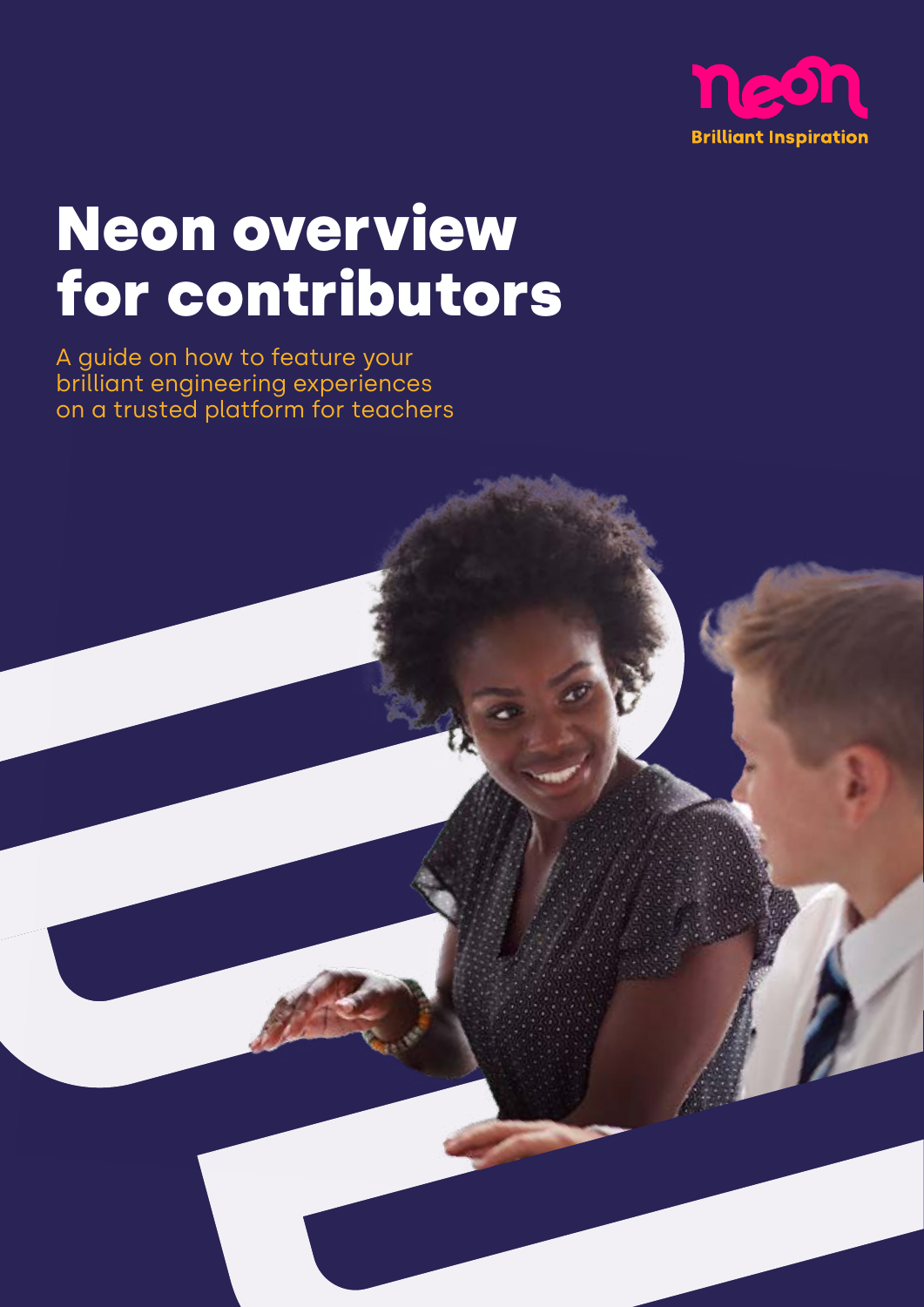neon

Brilliant Inspiration

# Neon overview for contributors

A guide on how to feature your brilliant engineering experiences on a trusted platform for teachers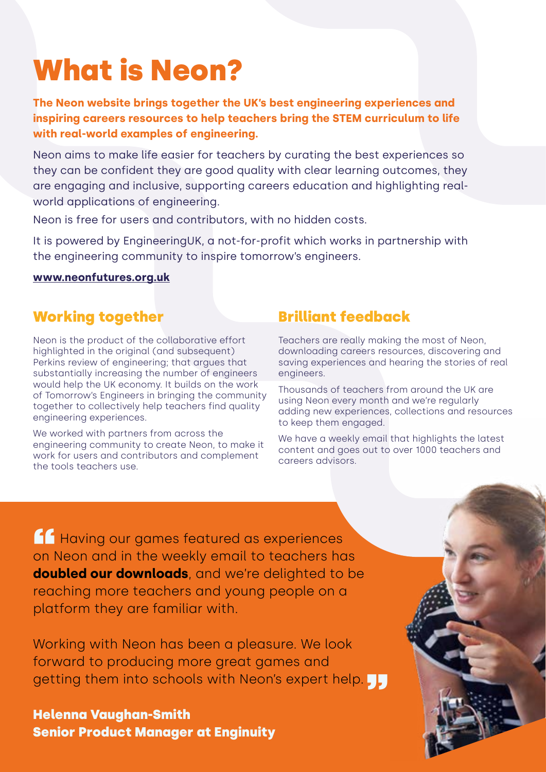# What is Neon?

**The Neon website brings together the UK's best engineering experiences and inspiring careers resources to help teachers bring the STEM curriculum to life with real-world examples of engineering.**

Neon aims to make life easier for teachers by curating the best experiences so they can be confident they are good quality with clear learning outcomes, they are engaging and inclusive, supporting careers education and highlighting real-world applications of engineering.

Neon is free for users and contributors, with no hidden costs.

It is powered by EngineeringUK, a not-for-profit which works in partnership with the engineering community to inspire tomorrow's engineers.

**www.neonfutures.org.uk**

## Working together

Neon is the product of the collaborative effort highlighted in the original (and subsequent) Perkins review of engineering; that argues that substantially increasing the number of engineers would help the UK economy. It builds on the work of Tomorrow's Engineers in bringing the community together to collectively help teachers find quality engineering experiences.

We worked with partners from across the engineering community to create Neon, to make it work for users and contributors and complement the tools teachers use.

## Brilliant feedback

Teachers are really making the most of Neon, downloading careers resources, discovering and saving experiences and hearing the stories of real engineers.

Thousands of teachers from around the UK are using Neon every month and we're regularly adding new experiences, collections and resources to keep them engaged.

We have a weekly email that highlights the latest content and goes out to over 1000 teachers and careers advisors.

> "Having our games featured as experiences on Neon and in the weekly email to teachers has **doubled our downloads**, and we're delighted to be reaching more teachers and young people on a platform they are familiar with.
>
> Working with Neon has been a pleasure. We look forward to producing more great games and getting them into schools with Neon's expert help."

**Helenna Vaughan-Smith**
**Senior Product Manager at Enginuity**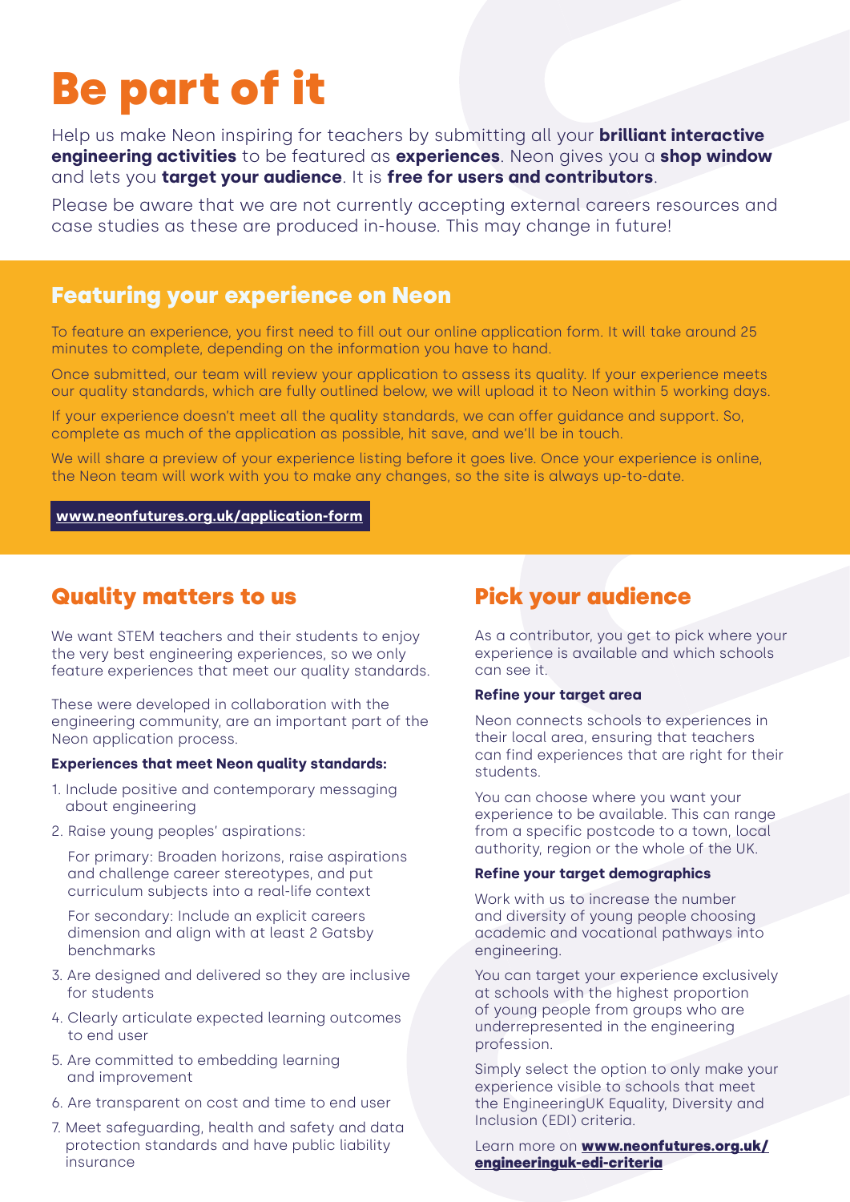# Be part of it

Help us make Neon inspiring for teachers by submitting all your **brilliant interactive engineering activities** to be featured as **experiences**. Neon gives you a **shop window** and lets you **target your audience**. It is **free for users and contributors**.

Please be aware that we are not currently accepting external careers resources and case studies as these are produced in-house. This may change in future!

## Featuring your experience on Neon

To feature an experience, you first need to fill out our online application form. It will take around 25 minutes to complete, depending on the information you have to hand.

Once submitted, our team will review your application to assess its quality. If your experience meets our quality standards, which are fully outlined below, we will upload it to Neon within 5 working days.

If your experience doesn't meet all the quality standards, we can offer guidance and support. So, complete as much of the application as possible, hit save, and we'll be in touch.

We will share a preview of your experience listing before it goes live. Once your experience is online, the Neon team will work with you to make any changes, so the site is always up-to-date.

**www.neonfutures.org.uk/application-form**

## Quality matters to us

We want STEM teachers and their students to enjoy the very best engineering experiences, so we only feature experiences that meet our quality standards.

These were developed in collaboration with the engineering community, are an important part of the Neon application process.

**Experiences that meet Neon quality standards:**

1. Include positive and contemporary messaging about engineering
2. Raise young peoples' aspirations:

   For primary: Broaden horizons, raise aspirations and challenge career stereotypes, and put curriculum subjects into a real-life context

   For secondary: Include an explicit careers dimension and align with at least 2 Gatsby benchmarks
3. Are designed and delivered so they are inclusive for students
4. Clearly articulate expected learning outcomes to end user
5. Are committed to embedding learning and improvement
6. Are transparent on cost and time to end user
7. Meet safeguarding, health and safety and data protection standards and have public liability insurance

## Pick your audience

As a contributor, you get to pick where your experience is available and which schools can see it.

**Refine your target area**

Neon connects schools to experiences in their local area, ensuring that teachers can find experiences that are right for their students.

You can choose where you want your experience to be available. This can range from a specific postcode to a town, local authority, region or the whole of the UK.

**Refine your target demographics**

Work with us to increase the number and diversity of young people choosing academic and vocational pathways into engineering.

You can target your experience exclusively at schools with the highest proportion of young people from groups who are underrepresented in the engineering profession.

Simply select the option to only make your experience visible to schools that meet the EngineeringUK Equality, Diversity and Inclusion (EDI) criteria.

Learn more on **www.neonfutures.org.uk/engineeringuk-edi-criteria**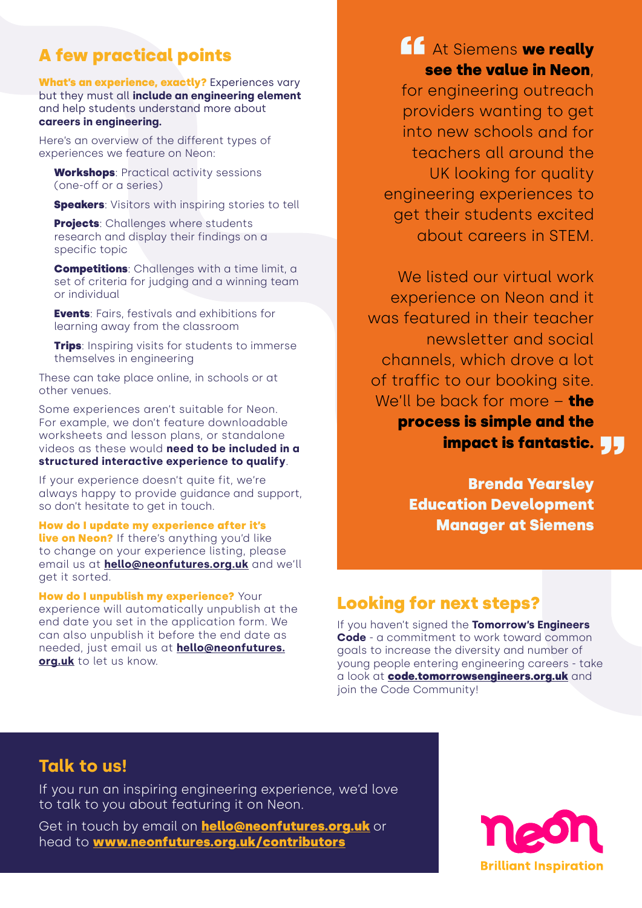## A few practical points

**What's an experience, exactly?** Experiences vary but they must all **include an engineering element** and help students understand more about **careers in engineering.**

Here's an overview of the different types of experiences we feature on Neon:

- **Workshops**: Practical activity sessions (one-off or a series)
- **Speakers**: Visitors with inspiring stories to tell
- **Projects**: Challenges where students research and display their findings on a specific topic
- **Competitions**: Challenges with a time limit, a set of criteria for judging and a winning team or individual
- **Events**: Fairs, festivals and exhibitions for learning away from the classroom
- **Trips**: Inspiring visits for students to immerse themselves in engineering

These can take place online, in schools or at other venues.

Some experiences aren't suitable for Neon. For example, we don't feature downloadable worksheets and lesson plans, or standalone videos as these would **need to be included in a structured interactive experience to qualify**.

If your experience doesn't quite fit, we're always happy to provide guidance and support, so don't hesitate to get in touch.

**How do I update my experience after it's live on Neon?** If there's anything you'd like to change on your experience listing, please email us at **hello@neonfutures.org.uk** and we'll get it sorted.

**How do I unpublish my experience?** Your experience will automatically unpublish at the end date you set in the application form. We can also unpublish it before the end date as needed, just email us at **hello@neonfutures.org.uk** to let us know.

> "At Siemens **we really see the value in Neon**, for engineering outreach providers wanting to get into new schools and for teachers all around the UK looking for quality engineering experiences to get their students excited about careers in STEM.
>
> We listed our virtual work experience on Neon and it was featured in their teacher newsletter and social channels, which drove a lot of traffic to our booking site. We'll be back for more – **the process is simple and the impact is fantastic.**"
>
> **Brenda Yearsley**
> **Education Development Manager at Siemens**

## Looking for next steps?

If you haven't signed the **Tomorrow's Engineers Code** - a commitment to work toward common goals to increase the diversity and number of young people entering engineering careers - take a look at **code.tomorrowsengineers.org.uk** and join the Code Community!

## Talk to us!

If you run an inspiring engineering experience, we'd love to talk to you about featuring it on Neon.

Get in touch by email on **hello@neonfutures.org.uk** or head to **www.neonfutures.org.uk/contributors**

neon
Brilliant Inspiration